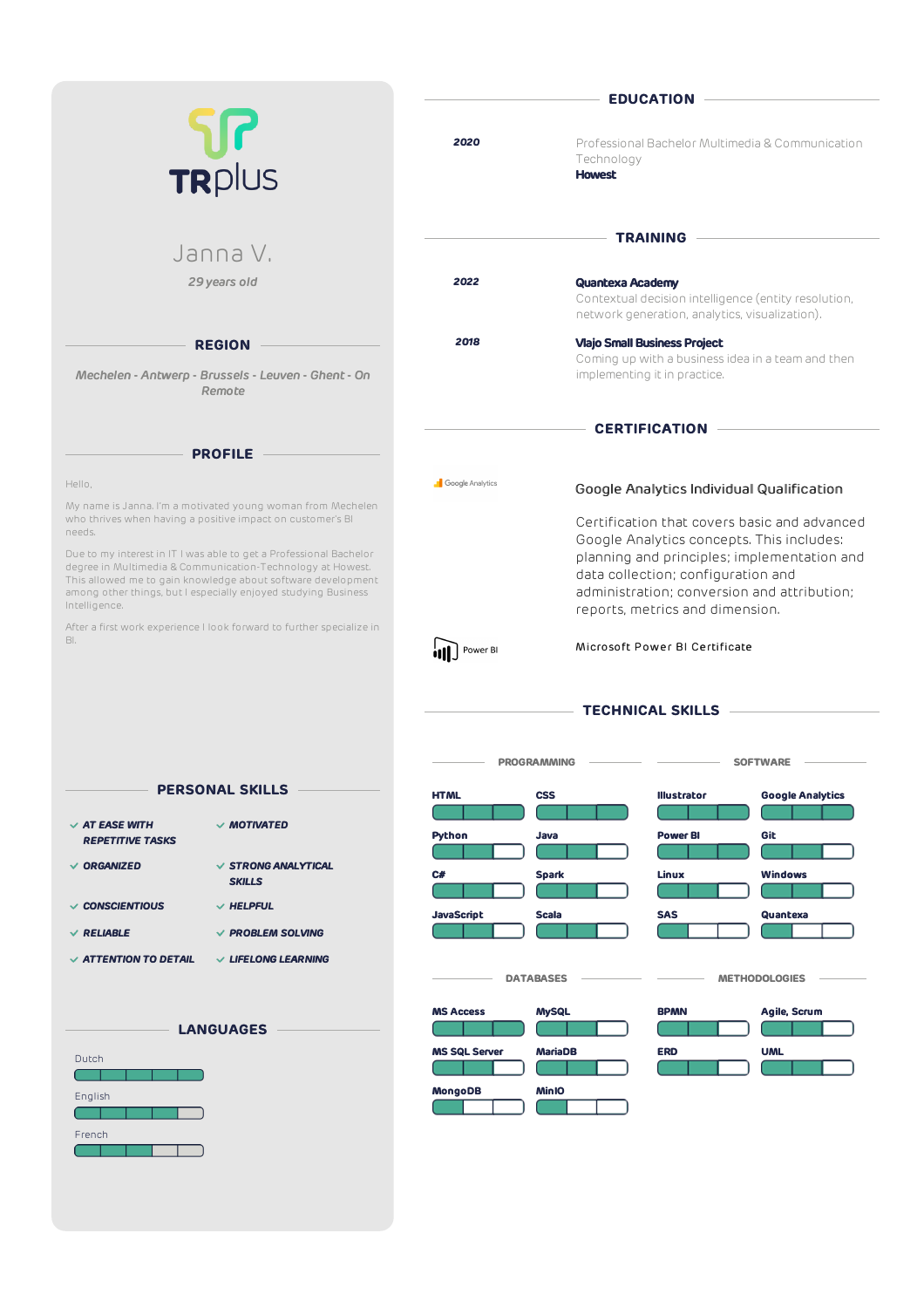TRplus

# Janna V.

*29 years old*

## REGION

*Mechelen - Antwerp - Brussels - Leuven - Ghent - On Remote*

## PROFILE

Hello,

My name is Janna. I'm a motivated young woman from Mechelen who thrives when having a positive impact on customer's BI needs.

Due to my interest in IT I was able to get a Professional Bachelor degree in Multimedia & Communication-Technology at Howest. This allowed me to gain knowledge about software development among other things, but I especially enjoyed studying Business Intelligence.

After a first work experience I look forward to further specialize in BI.

## PERSONAL SKILLS

- *AT EASE WITH REPETITIVE TASKS*
- *MOTIVATED*
- *ORGANIZED*
- *STRONG ANALYTICAL SKILLS*
- *CONSCIENTIOUS*
- *HELPFUL*
- *RELIABLE*
- *PROBLEM SOLVING*
- *ATTENTION TO DETAIL*
- *LIFELONG LEARNING*

## LANGUAGES

- Dutch
- English
- French

## EDUCATION

**2020**
Professional Bachelor Multimedia & Communication Technology
**Howest**

## TRAINING

**2022**
**Quantexa Academy**
Contextual decision intelligence (entity resolution, network generation, analytics, visualization).

**2018**
**Vlajo Small Business Project**
Coming up with a business idea in a team and then implementing it in practice.

## CERTIFICATION

Google Analytics

Google Analytics Individual Qualification

Certification that covers basic and advanced Google Analytics concepts. This includes: planning and principles; implementation and data collection; configuration and administration; conversion and attribution; reports, metrics and dimension.

Power BI

Microsoft Power BI Certificate

## TECHNICAL SKILLS

### PROGRAMMING

- HTML
- CSS
- Python
- Java
- C#
- Spark
- JavaScript
- Scala

### SOFTWARE

- Illustrator
- Google Analytics
- Power BI
- Git
- Linux
- Windows
- SAS
- Quantexa

### DATABASES

- MS Access
- MySQL
- MS SQL Server
- MariaDB
- MongoDB
- MinIO

### METHODOLOGIES

- BPMN
- Agile, Scrum
- ERD
- UML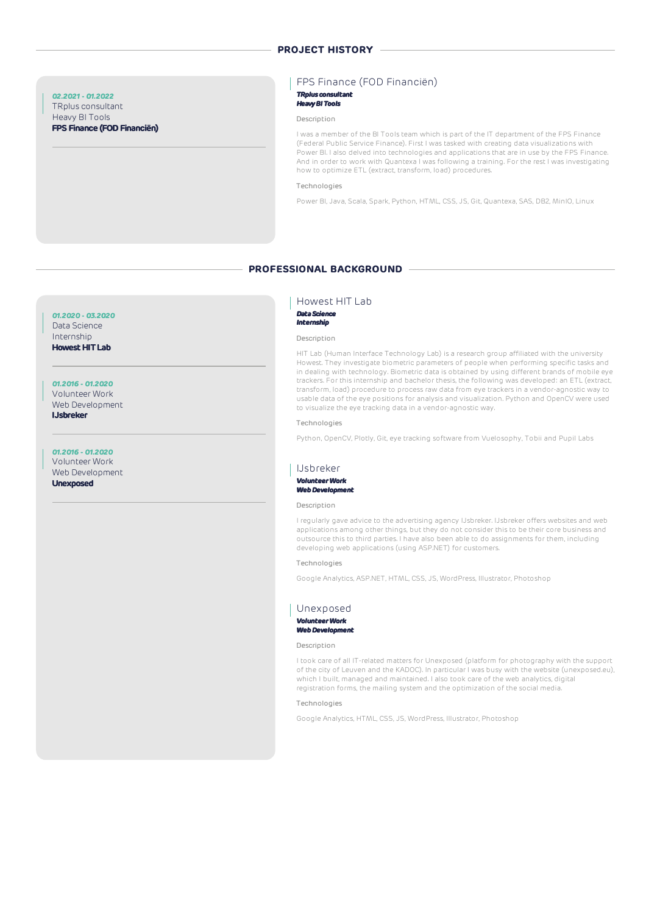## PROJECT HISTORY

*02.2021 - 01.2022*
TRplus consultant
Heavy BI Tools
**FPS Finance (FOD Financiën)**

### FPS Finance (FOD Financiën)

***TRplus consultant***
***Heavy BI Tools***

Description

I was a member of the BI Tools team which is part of the IT department of the FPS Finance (Federal Public Service Finance). First I was tasked with creating data visualizations with Power BI. I also delved into technologies and applications that are in use by the FPS Finance. And in order to work with Quantexa I was following a training. For the rest I was investigating how to optimize ETL (extract, transform, load) procedures.

Technologies

Power BI, Java, Scala, Spark, Python, HTML, CSS, JS, Git, Quantexa, SAS, DB2, MinIO, Linux

## PROFESSIONAL BACKGROUND

*01.2020 - 03.2020*
Data Science
Internship
**Howest HIT Lab**

*01.2016 - 01.2020*
Volunteer Work
Web Development
**IJsbreker**

*01.2016 - 01.2020*
Volunteer Work
Web Development
**Unexposed**

### Howest HIT Lab

***Data Science***
***Internship***

Description

HIT Lab (Human Interface Technology Lab) is a research group affiliated with the university Howest. They investigate biometric parameters of people when performing specific tasks and in dealing with technology. Biometric data is obtained by using different brands of mobile eye trackers. For this internship and bachelor thesis, the following was developed: an ETL (extract, transform, load) procedure to process raw data from eye trackers in a vendor-agnostic way to usable data of the eye positions for analysis and visualization. Python and OpenCV were used to visualize the eye tracking data in a vendor-agnostic way.

Technologies

Python, OpenCV, Plotly, Git, eye tracking software from Vuelosophy, Tobii and Pupil Labs

### IJsbreker

***Volunteer Work***
***Web Development***

Description

I regularly gave advice to the advertising agency IJsbreker. IJsbreker offers websites and web applications among other things, but they do not consider this to be their core business and outsource this to third parties. I have also been able to do assignments for them, including developing web applications (using ASP.NET) for customers.

Technologies

Google Analytics, ASP.NET, HTML, CSS, JS, WordPress, Illustrator, Photoshop

### Unexposed

***Volunteer Work***
***Web Development***

Description

I took care of all IT-related matters for Unexposed (platform for photography with the support of the city of Leuven and the KADOC). In particular I was busy with the website (unexposed.eu), which I built, managed and maintained. I also took care of the web analytics, digital registration forms, the mailing system and the optimization of the social media.

Technologies

Google Analytics, HTML, CSS, JS, WordPress, Illustrator, Photoshop